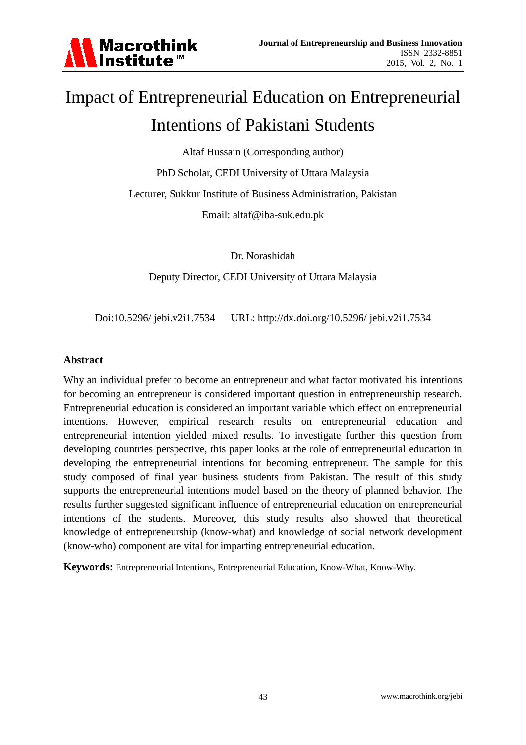# Impact of Entrepreneurial Education on Entrepreneurial Intentions of Pakistani Students

Altaf Hussain (Corresponding author)

PhD Scholar, CEDI University of Uttara Malaysia

Lecturer, Sukkur Institute of Business Administration, Pakistan

Email: altaf@iba-suk.edu.pk

Dr. Norashidah

Deputy Director, CEDI University of Uttara Malaysia

Doi:10.5296/ jebi.v2i1.7534    URL: http://dx.doi.org/10.5296/ jebi.v2i1.7534

## Abstract

Why an individual prefer to become an entrepreneur and what factor motivated his intentions for becoming an entrepreneur is considered important question in entrepreneurship research. Entrepreneurial education is considered an important variable which effect on entrepreneurial intentions. However, empirical research results on entrepreneurial education and entrepreneurial intention yielded mixed results. To investigate further this question from developing countries perspective, this paper looks at the role of entrepreneurial education in developing the entrepreneurial intentions for becoming entrepreneur. The sample for this study composed of final year business students from Pakistan. The result of this study supports the entrepreneurial intentions model based on the theory of planned behavior. The results further suggested significant influence of entrepreneurial education on entrepreneurial intentions of the students. Moreover, this study results also showed that theoretical knowledge of entrepreneurship (know-what) and knowledge of social network development (know-who) component are vital for imparting entrepreneurial education.

**Keywords:** Entrepreneurial Intentions, Entrepreneurial Education, Know-What, Know-Why.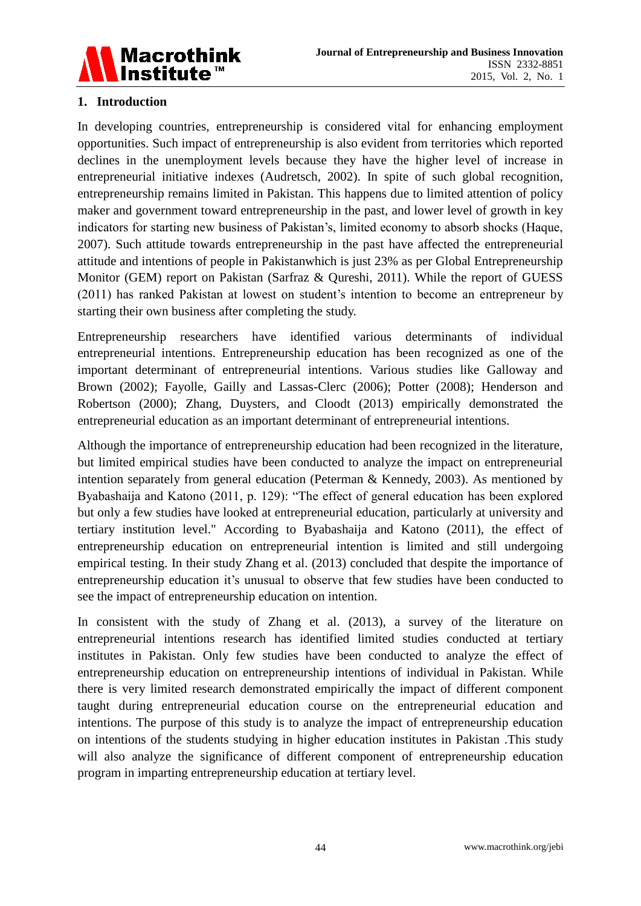## 1. Introduction

In developing countries, entrepreneurship is considered vital for enhancing employment opportunities. Such impact of entrepreneurship is also evident from territories which reported declines in the unemployment levels because they have the higher level of increase in entrepreneurial initiative indexes (Audretsch, 2002). In spite of such global recognition, entrepreneurship remains limited in Pakistan. This happens due to limited attention of policy maker and government toward entrepreneurship in the past, and lower level of growth in key indicators for starting new business of Pakistan's, limited economy to absorb shocks (Haque, 2007). Such attitude towards entrepreneurship in the past have affected the entrepreneurial attitude and intentions of people in Pakistanwhich is just 23% as per Global Entrepreneurship Monitor (GEM) report on Pakistan (Sarfraz & Qureshi, 2011). While the report of GUESS (2011) has ranked Pakistan at lowest on student's intention to become an entrepreneur by starting their own business after completing the study.

Entrepreneurship researchers have identified various determinants of individual entrepreneurial intentions. Entrepreneurship education has been recognized as one of the important determinant of entrepreneurial intentions. Various studies like Galloway and Brown (2002); Fayolle, Gailly and Lassas-Clerc (2006); Potter (2008); Henderson and Robertson (2000); Zhang, Duysters, and Cloodt (2013) empirically demonstrated the entrepreneurial education as an important determinant of entrepreneurial intentions.

Although the importance of entrepreneurship education had been recognized in the literature, but limited empirical studies have been conducted to analyze the impact on entrepreneurial intention separately from general education (Peterman & Kennedy, 2003). As mentioned by Byabashaija and Katono (2011, p. 129): "The effect of general education has been explored but only a few studies have looked at entrepreneurial education, particularly at university and tertiary institution level." According to Byabashaija and Katono (2011), the effect of entrepreneurship education on entrepreneurial intention is limited and still undergoing empirical testing. In their study Zhang et al. (2013) concluded that despite the importance of entrepreneurship education it's unusual to observe that few studies have been conducted to see the impact of entrepreneurship education on intention.

In consistent with the study of Zhang et al. (2013), a survey of the literature on entrepreneurial intentions research has identified limited studies conducted at tertiary institutes in Pakistan. Only few studies have been conducted to analyze the effect of entrepreneurship education on entrepreneurship intentions of individual in Pakistan. While there is very limited research demonstrated empirically the impact of different component taught during entrepreneurial education course on the entrepreneurial education and intentions. The purpose of this study is to analyze the impact of entrepreneurship education on intentions of the students studying in higher education institutes in Pakistan .This study will also analyze the significance of different component of entrepreneurship education program in imparting entrepreneurship education at tertiary level.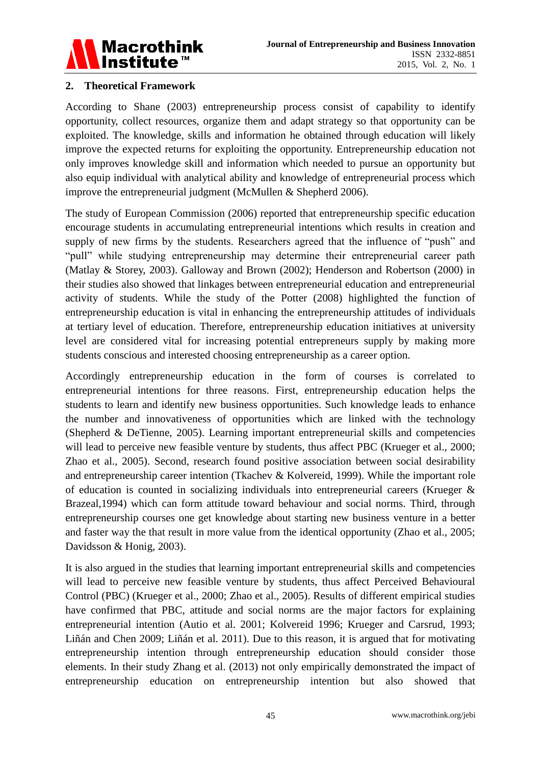## 2. Theoretical Framework

According to Shane (2003) entrepreneurship process consist of capability to identify opportunity, collect resources, organize them and adapt strategy so that opportunity can be exploited. The knowledge, skills and information he obtained through education will likely improve the expected returns for exploiting the opportunity. Entrepreneurship education not only improves knowledge skill and information which needed to pursue an opportunity but also equip individual with analytical ability and knowledge of entrepreneurial process which improve the entrepreneurial judgment (McMullen & Shepherd 2006).

The study of European Commission (2006) reported that entrepreneurship specific education encourage students in accumulating entrepreneurial intentions which results in creation and supply of new firms by the students. Researchers agreed that the influence of "push" and "pull" while studying entrepreneurship may determine their entrepreneurial career path (Matlay & Storey, 2003). Galloway and Brown (2002); Henderson and Robertson (2000) in their studies also showed that linkages between entrepreneurial education and entrepreneurial activity of students. While the study of the Potter (2008) highlighted the function of entrepreneurship education is vital in enhancing the entrepreneurship attitudes of individuals at tertiary level of education. Therefore, entrepreneurship education initiatives at university level are considered vital for increasing potential entrepreneurs supply by making more students conscious and interested choosing entrepreneurship as a career option.

Accordingly entrepreneurship education in the form of courses is correlated to entrepreneurial intentions for three reasons. First, entrepreneurship education helps the students to learn and identify new business opportunities. Such knowledge leads to enhance the number and innovativeness of opportunities which are linked with the technology (Shepherd & DeTienne, 2005). Learning important entrepreneurial skills and competencies will lead to perceive new feasible venture by students, thus affect PBC (Krueger et al., 2000; Zhao et al., 2005). Second, research found positive association between social desirability and entrepreneurship career intention (Tkachev & Kolvereid, 1999). While the important role of education is counted in socializing individuals into entrepreneurial careers (Krueger & Brazeal,1994) which can form attitude toward behaviour and social norms. Third, through entrepreneurship courses one get knowledge about starting new business venture in a better and faster way the that result in more value from the identical opportunity (Zhao et al., 2005; Davidsson & Honig, 2003).

It is also argued in the studies that learning important entrepreneurial skills and competencies will lead to perceive new feasible venture by students, thus affect Perceived Behavioural Control (PBC) (Krueger et al., 2000; Zhao et al., 2005). Results of different empirical studies have confirmed that PBC, attitude and social norms are the major factors for explaining entrepreneurial intention (Autio et al. 2001; Kolvereid 1996; Krueger and Carsrud, 1993; Liñán and Chen 2009; Liñán et al. 2011). Due to this reason, it is argued that for motivating entrepreneurship intention through entrepreneurship education should consider those elements. In their study Zhang et al. (2013) not only empirically demonstrated the impact of entrepreneurship education on entrepreneurship intention but also showed that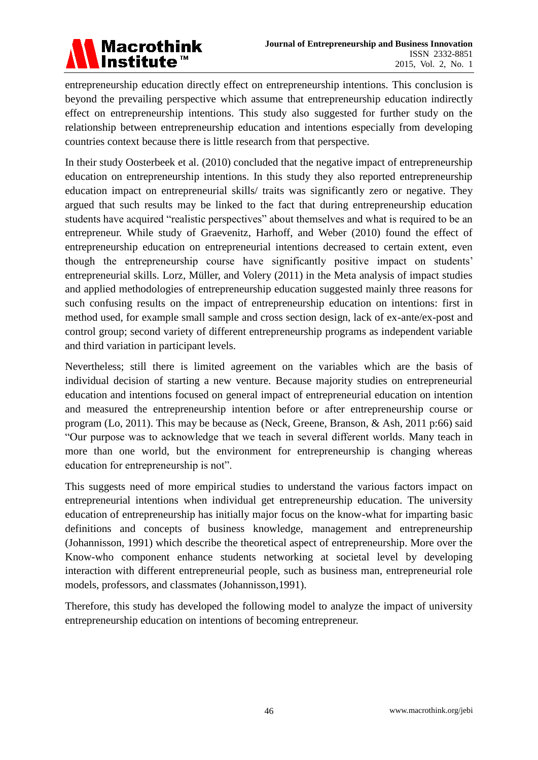entrepreneurship education directly effect on entrepreneurship intentions. This conclusion is beyond the prevailing perspective which assume that entrepreneurship education indirectly effect on entrepreneurship intentions. This study also suggested for further study on the relationship between entrepreneurship education and intentions especially from developing countries context because there is little research from that perspective.

In their study Oosterbeek et al. (2010) concluded that the negative impact of entrepreneurship education on entrepreneurship intentions. In this study they also reported entrepreneurship education impact on entrepreneurial skills/ traits was significantly zero or negative. They argued that such results may be linked to the fact that during entrepreneurship education students have acquired "realistic perspectives" about themselves and what is required to be an entrepreneur. While study of Graevenitz, Harhoff, and Weber (2010) found the effect of entrepreneurship education on entrepreneurial intentions decreased to certain extent, even though the entrepreneurship course have significantly positive impact on students' entrepreneurial skills. Lorz, Müller, and Volery (2011) in the Meta analysis of impact studies and applied methodologies of entrepreneurship education suggested mainly three reasons for such confusing results on the impact of entrepreneurship education on intentions: first in method used, for example small sample and cross section design, lack of ex-ante/ex-post and control group; second variety of different entrepreneurship programs as independent variable and third variation in participant levels.

Nevertheless; still there is limited agreement on the variables which are the basis of individual decision of starting a new venture. Because majority studies on entrepreneurial education and intentions focused on general impact of entrepreneurial education on intention and measured the entrepreneurship intention before or after entrepreneurship course or program (Lo, 2011). This may be because as (Neck, Greene, Branson, & Ash, 2011 p:66) said "Our purpose was to acknowledge that we teach in several different worlds. Many teach in more than one world, but the environment for entrepreneurship is changing whereas education for entrepreneurship is not".

This suggests need of more empirical studies to understand the various factors impact on entrepreneurial intentions when individual get entrepreneurship education. The university education of entrepreneurship has initially major focus on the know-what for imparting basic definitions and concepts of business knowledge, management and entrepreneurship (Johannisson, 1991) which describe the theoretical aspect of entrepreneurship. More over the Know-who component enhance students networking at societal level by developing interaction with different entrepreneurial people, such as business man, entrepreneurial role models, professors, and classmates (Johannisson,1991).

Therefore, this study has developed the following model to analyze the impact of university entrepreneurship education on intentions of becoming entrepreneur.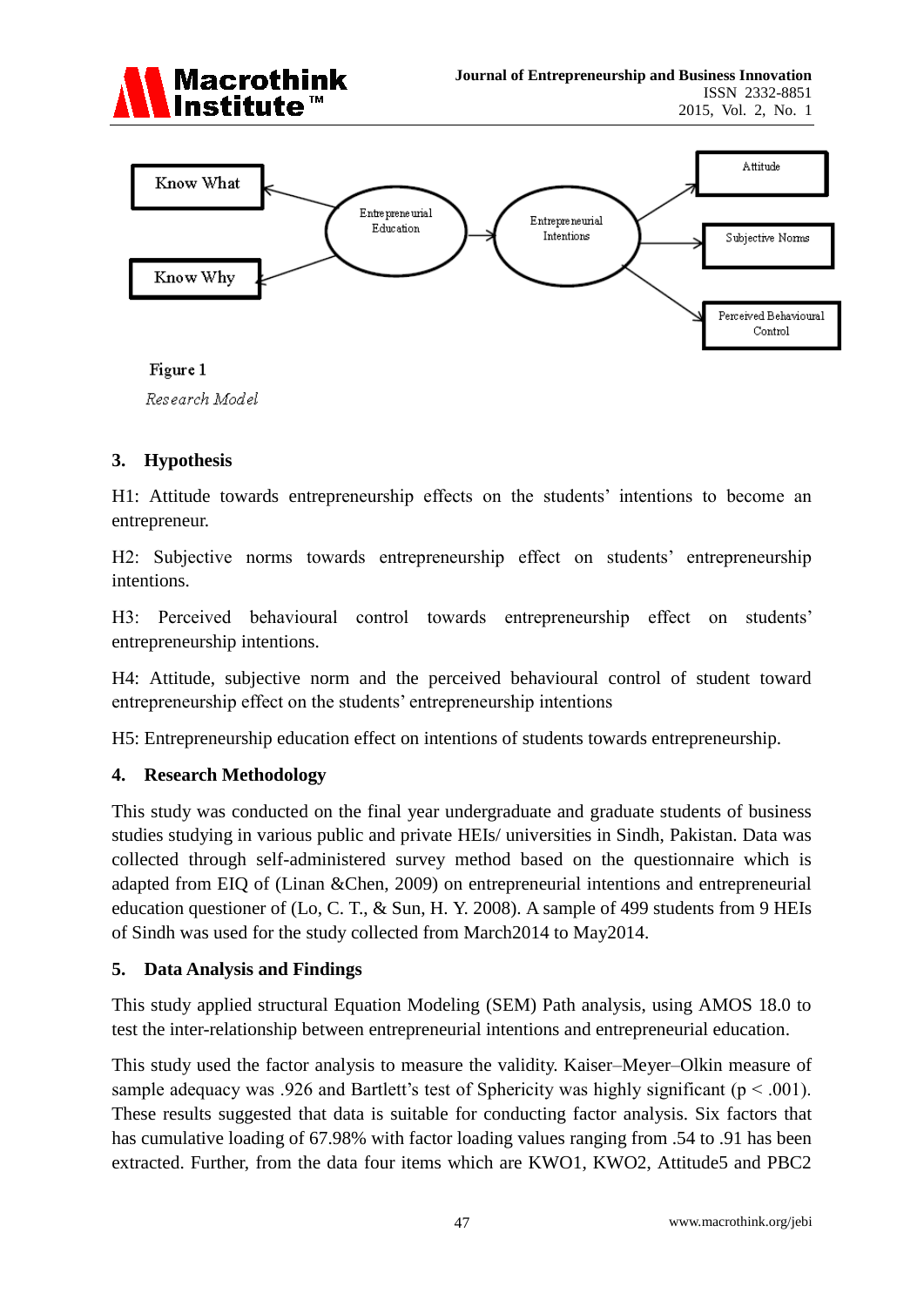Figure 1

*Research Model*

## 3. Hypothesis

H1: Attitude towards entrepreneurship effects on the students' intentions to become an entrepreneur.

H2: Subjective norms towards entrepreneurship effect on students' entrepreneurship intentions.

H3: Perceived behavioural control towards entrepreneurship effect on students' entrepreneurship intentions.

H4: Attitude, subjective norm and the perceived behavioural control of student toward entrepreneurship effect on the students' entrepreneurship intentions

H5: Entrepreneurship education effect on intentions of students towards entrepreneurship.

## 4. Research Methodology

This study was conducted on the final year undergraduate and graduate students of business studies studying in various public and private HEIs/ universities in Sindh, Pakistan. Data was collected through self-administered survey method based on the questionnaire which is adapted from EIQ of (Linan &Chen, 2009) on entrepreneurial intentions and entrepreneurial education questioner of (Lo, C. T., & Sun, H. Y. 2008). A sample of 499 students from 9 HEIs of Sindh was used for the study collected from March2014 to May2014.

## 5. Data Analysis and Findings

This study applied structural Equation Modeling (SEM) Path analysis, using AMOS 18.0 to test the inter-relationship between entrepreneurial intentions and entrepreneurial education.

This study used the factor analysis to measure the validity. Kaiser–Meyer–Olkin measure of sample adequacy was .926 and Bartlett's test of Sphericity was highly significant ($p < .001$). These results suggested that data is suitable for conducting factor analysis. Six factors that has cumulative loading of 67.98% with factor loading values ranging from .54 to .91 has been extracted. Further, from the data four items which are KWO1, KWO2, Attitude5 and PBC2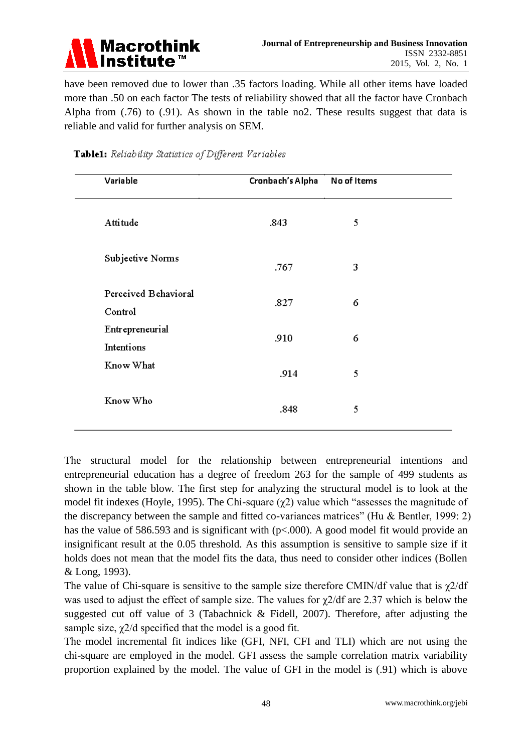have been removed due to lower than .35 factors loading. While all other items have loaded more than .50 on each factor The tests of reliability showed that all the factor have Cronbach Alpha from (.76) to (.91). As shown in the table no2. These results suggest that data is reliable and valid for further analysis on SEM.

**Table1:** *Reliability Statistics of Different Variables*

| Variable | Cronbach's Alpha | No of Items |
|---|---|---|
| Attitude | .843 | 5 |
| Subjective Norms | .767 | 3 |
| Perceived Behavioral Control | .827 | 6 |
| Entrepreneurial Intentions | .910 | 6 |
| Know What | .914 | 5 |
| Know Who | .848 | 5 |

The structural model for the relationship between entrepreneurial intentions and entrepreneurial education has a degree of freedom 263 for the sample of 499 students as shown in the table blow. The first step for analyzing the structural model is to look at the model fit indexes (Hoyle, 1995). The Chi-square ($\chi 2$) value which "assesses the magnitude of the discrepancy between the sample and fitted co-variances matrices" (Hu & Bentler, 1999: 2) has the value of 586.593 and is significant with ($p<.000$). A good model fit would provide an insignificant result at the 0.05 threshold. As this assumption is sensitive to sample size if it holds does not mean that the model fits the data, thus need to consider other indices (Bollen & Long, 1993).

The value of Chi-square is sensitive to the sample size therefore CMIN/df value that is $\chi 2$/df was used to adjust the effect of sample size. The values for $\chi 2$/df are 2.37 which is below the suggested cut off value of 3 (Tabachnick & Fidell, 2007). Therefore, after adjusting the sample size, $\chi 2$/d specified that the model is a good fit.

The model incremental fit indices like (GFI, NFI, CFI and TLI) which are not using the chi-square are employed in the model. GFI assess the sample correlation matrix variability proportion explained by the model. The value of GFI in the model is (.91) which is above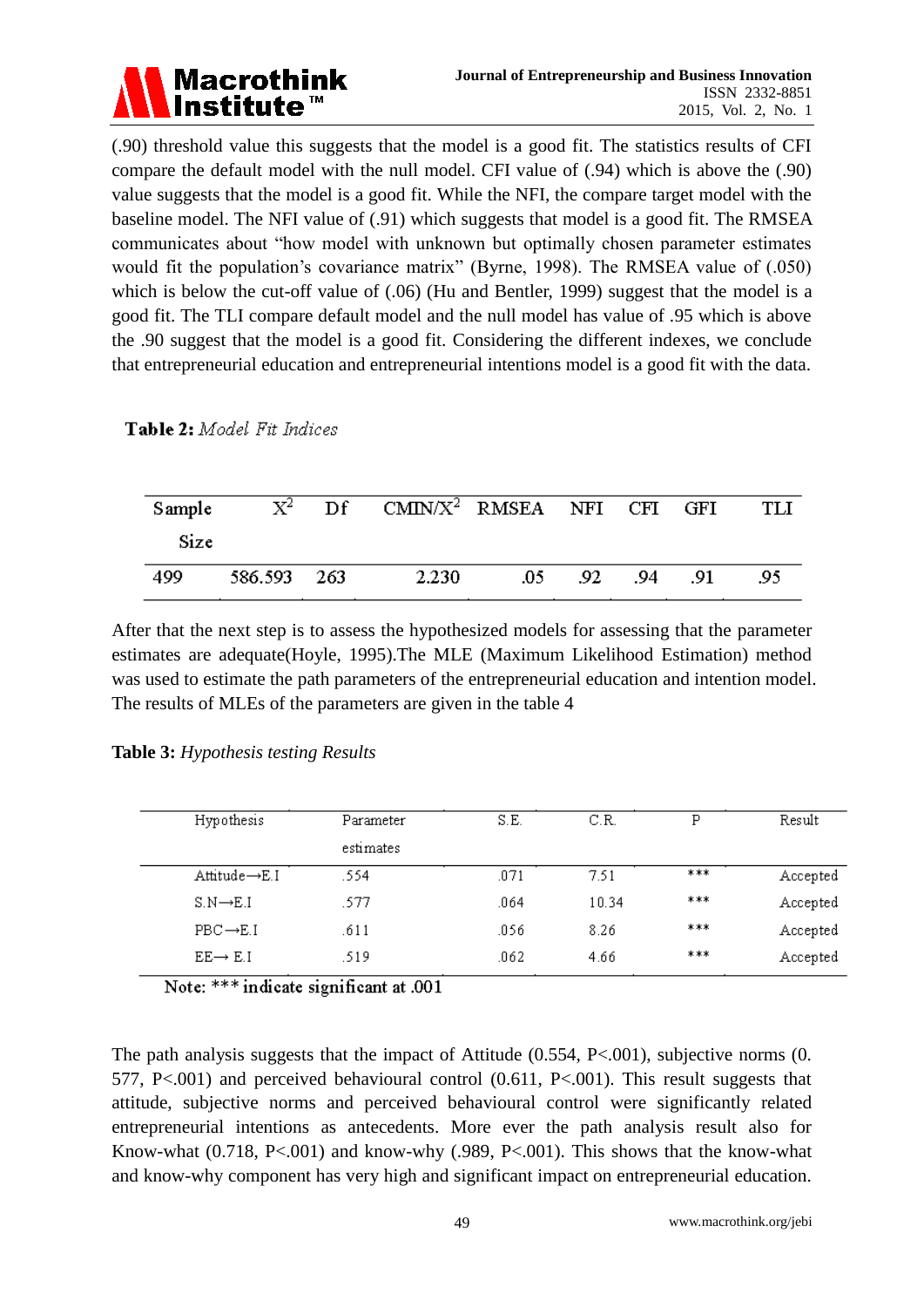(.90) threshold value this suggests that the model is a good fit. The statistics results of CFI compare the default model with the null model. CFI value of (.94) which is above the (.90) value suggests that the model is a good fit. While the NFI, the compare target model with the baseline model. The NFI value of (.91) which suggests that model is a good fit. The RMSEA communicates about "how model with unknown but optimally chosen parameter estimates would fit the population's covariance matrix" (Byrne, 1998). The RMSEA value of (.050) which is below the cut-off value of (.06) (Hu and Bentler, 1999) suggest that the model is a good fit. The TLI compare default model and the null model has value of .95 which is above the .90 suggest that the model is a good fit. Considering the different indexes, we conclude that entrepreneurial education and entrepreneurial intentions model is a good fit with the data.

**Table 2:** *Model Fit Indices*

| Sample Size | $X^2$ | Df | CMIN/$X^2$ | RMSEA | NFI | CFI | GFI | TLI |
|---|---|---|---|---|---|---|---|---|
| 499 | 586.593 | 263 | 2.230 | .05 | .92 | .94 | .91 | .95 |

After that the next step is to assess the hypothesized models for assessing that the parameter estimates are adequate(Hoyle, 1995).The MLE (Maximum Likelihood Estimation) method was used to estimate the path parameters of the entrepreneurial education and intention model. The results of MLEs of the parameters are given in the table 4

**Table 3:** *Hypothesis testing Results*

| Hypothesis | Parameter estimates | S.E. | C.R. | P | Result |
|---|---|---|---|---|---|
| Attitude→E.I | .554 | .071 | 7.51 | *** | Accepted |
| S.N→E.I | .577 | .064 | 10.34 | *** | Accepted |
| PBC→E.I | .611 | .056 | 8.26 | *** | Accepted |
| EE→ E.I | .519 | .062 | 4.66 | *** | Accepted |

Note: *** indicate significant at .001

The path analysis suggests that the impact of Attitude (0.554, P<.001), subjective norms (0. 577, P<.001) and perceived behavioural control (0.611, P<.001). This result suggests that attitude, subjective norms and perceived behavioural control were significantly related entrepreneurial intentions as antecedents. More ever the path analysis result also for Know-what (0.718, P<.001) and know-why (.989, P<.001). This shows that the know-what and know-why component has very high and significant impact on entrepreneurial education.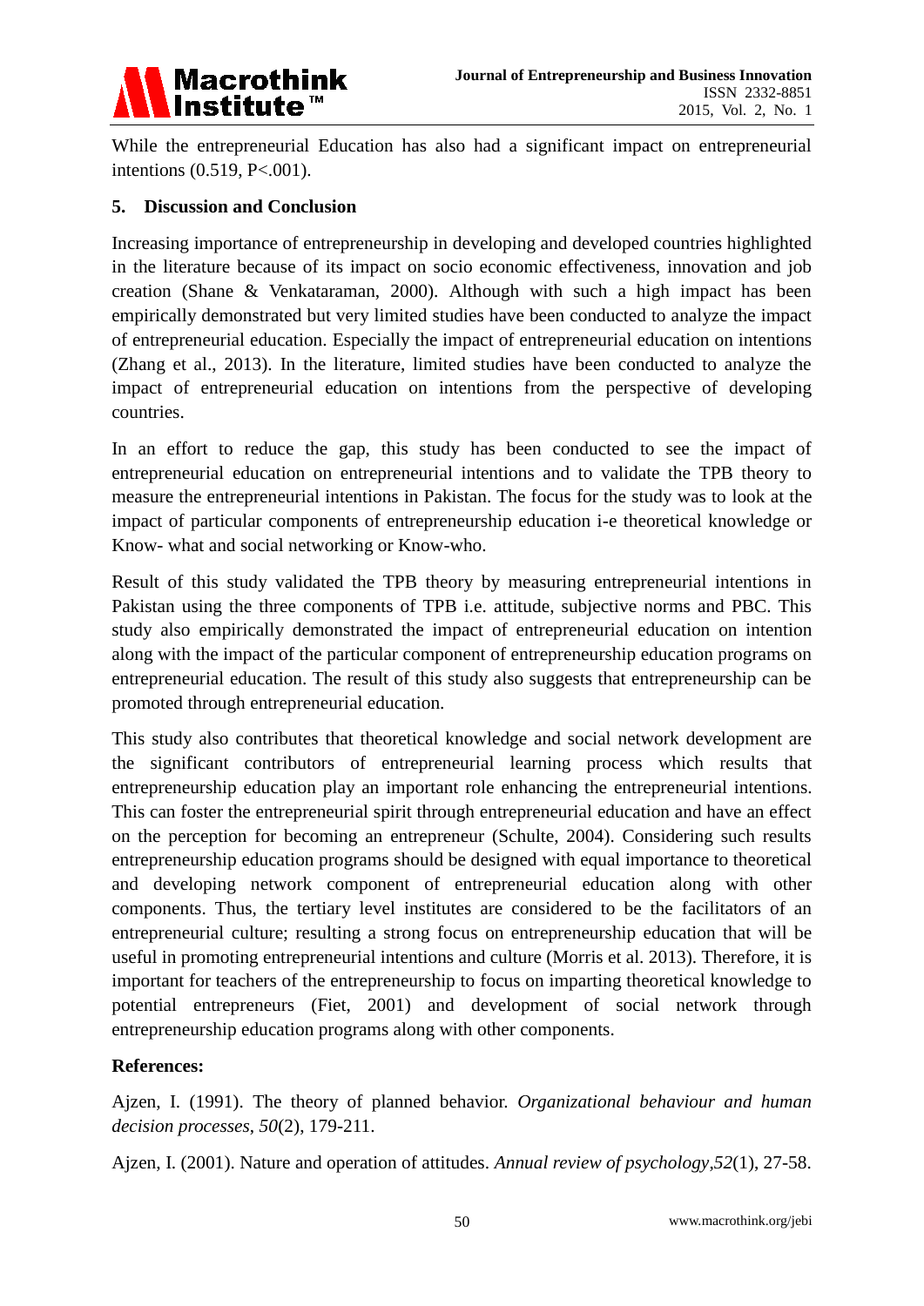While the entrepreneurial Education has also had a significant impact on entrepreneurial intentions (0.519, P<.001).

## 5. Discussion and Conclusion

Increasing importance of entrepreneurship in developing and developed countries highlighted in the literature because of its impact on socio economic effectiveness, innovation and job creation (Shane & Venkataraman, 2000). Although with such a high impact has been empirically demonstrated but very limited studies have been conducted to analyze the impact of entrepreneurial education. Especially the impact of entrepreneurial education on intentions (Zhang et al., 2013). In the literature, limited studies have been conducted to analyze the impact of entrepreneurial education on intentions from the perspective of developing countries.

In an effort to reduce the gap, this study has been conducted to see the impact of entrepreneurial education on entrepreneurial intentions and to validate the TPB theory to measure the entrepreneurial intentions in Pakistan. The focus for the study was to look at the impact of particular components of entrepreneurship education i-e theoretical knowledge or Know- what and social networking or Know-who.

Result of this study validated the TPB theory by measuring entrepreneurial intentions in Pakistan using the three components of TPB i.e. attitude, subjective norms and PBC. This study also empirically demonstrated the impact of entrepreneurial education on intention along with the impact of the particular component of entrepreneurship education programs on entrepreneurial education. The result of this study also suggests that entrepreneurship can be promoted through entrepreneurial education.

This study also contributes that theoretical knowledge and social network development are the significant contributors of entrepreneurial learning process which results that entrepreneurship education play an important role enhancing the entrepreneurial intentions. This can foster the entrepreneurial spirit through entrepreneurial education and have an effect on the perception for becoming an entrepreneur (Schulte, 2004). Considering such results entrepreneurship education programs should be designed with equal importance to theoretical and developing network component of entrepreneurial education along with other components. Thus, the tertiary level institutes are considered to be the facilitators of an entrepreneurial culture; resulting a strong focus on entrepreneurship education that will be useful in promoting entrepreneurial intentions and culture (Morris et al. 2013). Therefore, it is important for teachers of the entrepreneurship to focus on imparting theoretical knowledge to potential entrepreneurs (Fiet, 2001) and development of social network through entrepreneurship education programs along with other components.

## References:

Ajzen, I. (1991). The theory of planned behavior. *Organizational behaviour and human decision processes*, *50*(2), 179-211.

Ajzen, I. (2001). Nature and operation of attitudes. *Annual review of psychology*,*52*(1), 27-58.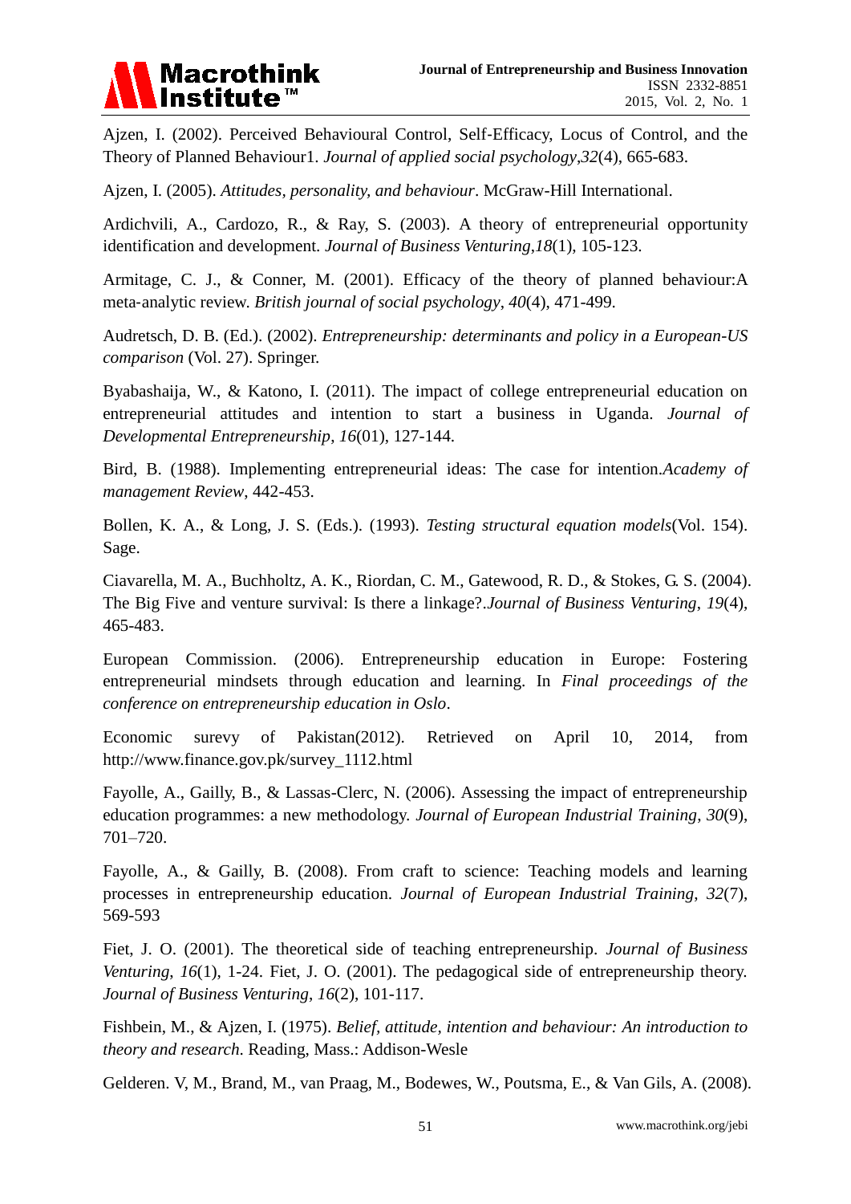Ajzen, I. (2002). Perceived Behavioural Control, Self-Efficacy, Locus of Control, and the Theory of Planned Behaviour1. *Journal of applied social psychology*,*32*(4), 665-683.

Ajzen, I. (2005). *Attitudes, personality, and behaviour*. McGraw-Hill International.

Ardichvili, A., Cardozo, R., & Ray, S. (2003). A theory of entrepreneurial opportunity identification and development. *Journal of Business Venturing*,*18*(1), 105-123.

Armitage, C. J., & Conner, M. (2001). Efficacy of the theory of planned behaviour:A meta-analytic review. *British journal of social psychology*, *40*(4), 471-499.

Audretsch, D. B. (Ed.). (2002). *Entrepreneurship: determinants and policy in a European-US comparison* (Vol. 27). Springer.

Byabashaija, W., & Katono, I. (2011). The impact of college entrepreneurial education on entrepreneurial attitudes and intention to start a business in Uganda. *Journal of Developmental Entrepreneurship*, *16*(01), 127-144.

Bird, B. (1988). Implementing entrepreneurial ideas: The case for intention.*Academy of management Review*, 442-453.

Bollen, K. A., & Long, J. S. (Eds.). (1993). *Testing structural equation models*(Vol. 154). Sage.

Ciavarella, M. A., Buchholtz, A. K., Riordan, C. M., Gatewood, R. D., & Stokes, G. S. (2004). The Big Five and venture survival: Is there a linkage?.*Journal of Business Venturing*, *19*(4), 465-483.

European Commission. (2006). Entrepreneurship education in Europe: Fostering entrepreneurial mindsets through education and learning. In *Final proceedings of the conference on entrepreneurship education in Oslo*.

Economic surevy of Pakistan(2012). Retrieved on April 10, 2014, from http://www.finance.gov.pk/survey_1112.html

Fayolle, A., Gailly, B., & Lassas-Clerc, N. (2006). Assessing the impact of entrepreneurship education programmes: a new methodology. *Journal of European Industrial Training*, *30*(9), 701–720.

Fayolle, A., & Gailly, B. (2008). From craft to science: Teaching models and learning processes in entrepreneurship education. *Journal of European Industrial Training*, *32*(7), 569-593

Fiet, J. O. (2001). The theoretical side of teaching entrepreneurship. *Journal of Business Venturing*, *16*(1), 1-24. Fiet, J. O. (2001). The pedagogical side of entrepreneurship theory. *Journal of Business Venturing*, *16*(2), 101-117.

Fishbein, M., & Ajzen, I. (1975). *Belief, attitude, intention and behaviour: An introduction to theory and research*. Reading, Mass.: Addison-Wesle

Gelderen. V, M., Brand, M., van Praag, M., Bodewes, W., Poutsma, E., & Van Gils, A. (2008).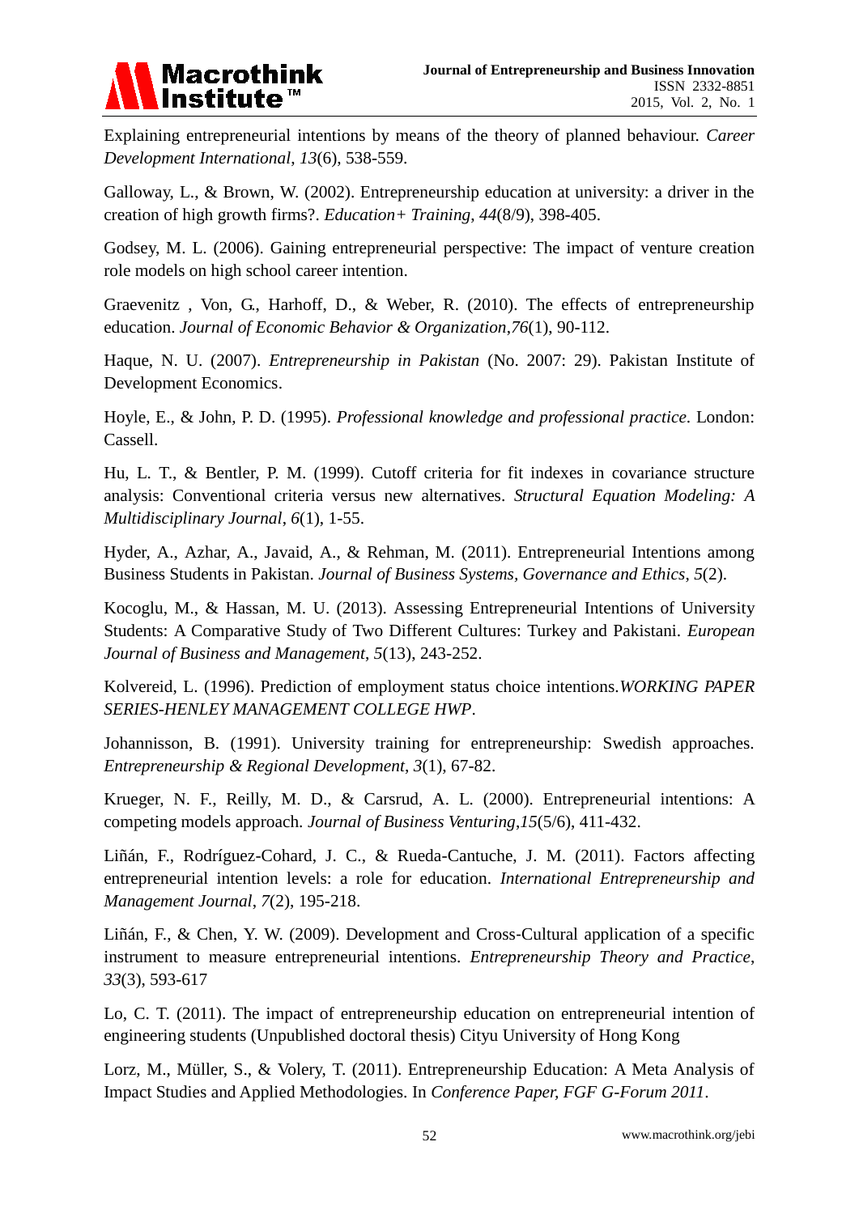Explaining entrepreneurial intentions by means of the theory of planned behaviour. *Career Development International*, *13*(6), 538-559.

Galloway, L., & Brown, W. (2002). Entrepreneurship education at university: a driver in the creation of high growth firms?. *Education+ Training*, *44*(8/9), 398-405.

Godsey, M. L. (2006). Gaining entrepreneurial perspective: The impact of venture creation role models on high school career intention.

Graevenitz , Von, G., Harhoff, D., & Weber, R. (2010). The effects of entrepreneurship education. *Journal of Economic Behavior & Organization*,*76*(1), 90-112.

Haque, N. U. (2007). *Entrepreneurship in Pakistan* (No. 2007: 29). Pakistan Institute of Development Economics.

Hoyle, E., & John, P. D. (1995). *Professional knowledge and professional practice*. London: Cassell.

Hu, L. T., & Bentler, P. M. (1999). Cutoff criteria for fit indexes in covariance structure analysis: Conventional criteria versus new alternatives. *Structural Equation Modeling: A Multidisciplinary Journal*, *6*(1), 1-55.

Hyder, A., Azhar, A., Javaid, A., & Rehman, M. (2011). Entrepreneurial Intentions among Business Students in Pakistan. *Journal of Business Systems, Governance and Ethics*, *5*(2).

Kocoglu, M., & Hassan, M. U. (2013). Assessing Entrepreneurial Intentions of University Students: A Comparative Study of Two Different Cultures: Turkey and Pakistani. *European Journal of Business and Management*, *5*(13), 243-252.

Kolvereid, L. (1996). Prediction of employment status choice intentions.*WORKING PAPER SERIES-HENLEY MANAGEMENT COLLEGE HWP*.

Johannisson, B. (1991). University training for entrepreneurship: Swedish approaches. *Entrepreneurship & Regional Development*, *3*(1), 67-82.

Krueger, N. F., Reilly, M. D., & Carsrud, A. L. (2000). Entrepreneurial intentions: A competing models approach. *Journal of Business Venturing*,*15*(5/6), 411-432.

Liñán, F., Rodríguez-Cohard, J. C., & Rueda-Cantuche, J. M. (2011). Factors affecting entrepreneurial intention levels: a role for education. *International Entrepreneurship and Management Journal*, *7*(2), 195-218.

Liñán, F., & Chen, Y. W. (2009). Development and Cross-Cultural application of a specific instrument to measure entrepreneurial intentions. *Entrepreneurship Theory and Practice*, *33*(3), 593-617

Lo, C. T. (2011). The impact of entrepreneurship education on entrepreneurial intention of engineering students (Unpublished doctoral thesis) Cityu University of Hong Kong

Lorz, M., Müller, S., & Volery, T. (2011). Entrepreneurship Education: A Meta Analysis of Impact Studies and Applied Methodologies. In *Conference Paper, FGF G-Forum 2011*.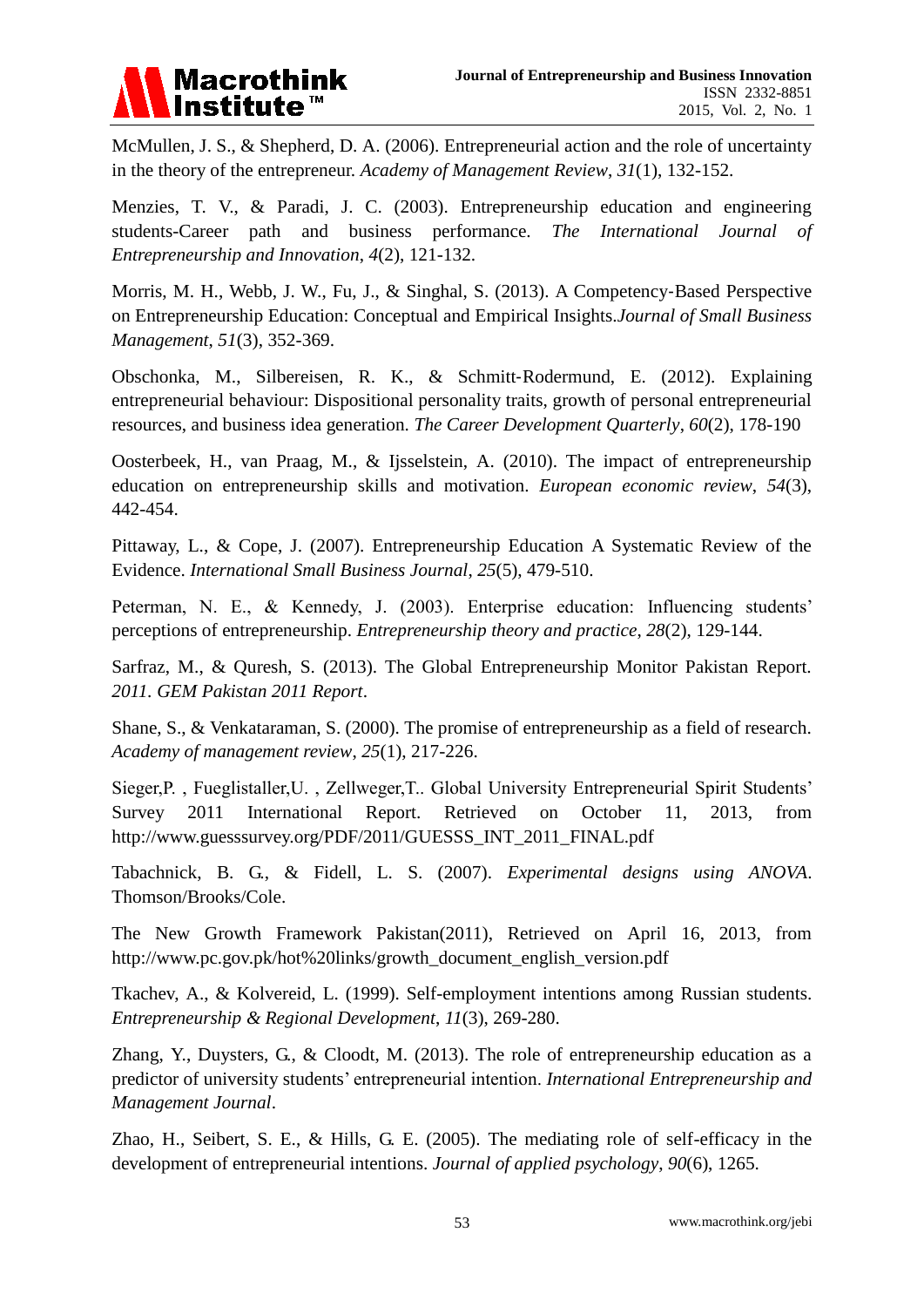McMullen, J. S., & Shepherd, D. A. (2006). Entrepreneurial action and the role of uncertainty in the theory of the entrepreneur. *Academy of Management Review*, *31*(1), 132-152.

Menzies, T. V., & Paradi, J. C. (2003). Entrepreneurship education and engineering students-Career path and business performance. *The International Journal of Entrepreneurship and Innovation*, *4*(2), 121-132.

Morris, M. H., Webb, J. W., Fu, J., & Singhal, S. (2013). A Competency-Based Perspective on Entrepreneurship Education: Conceptual and Empirical Insights.*Journal of Small Business Management*, *51*(3), 352-369.

Obschonka, M., Silbereisen, R. K., & Schmitt-Rodermund, E. (2012). Explaining entrepreneurial behaviour: Dispositional personality traits, growth of personal entrepreneurial resources, and business idea generation. *The Career Development Quarterly*, *60*(2), 178-190

Oosterbeek, H., van Praag, M., & Ijsselstein, A. (2010). The impact of entrepreneurship education on entrepreneurship skills and motivation. *European economic review*, *54*(3), 442-454.

Pittaway, L., & Cope, J. (2007). Entrepreneurship Education A Systematic Review of the Evidence. *International Small Business Journal*, *25*(5), 479-510.

Peterman, N. E., & Kennedy, J. (2003). Enterprise education: Influencing students' perceptions of entrepreneurship. *Entrepreneurship theory and practice*, *28*(2), 129-144.

Sarfraz, M., & Quresh, S. (2013). The Global Entrepreneurship Monitor Pakistan Report. *2011. GEM Pakistan 2011 Report*.

Shane, S., & Venkataraman, S. (2000). The promise of entrepreneurship as a field of research. *Academy of management review*, *25*(1), 217-226.

Sieger,P. , Fueglistaller,U. , Zellweger,T.. Global University Entrepreneurial Spirit Students' Survey 2011 International Report. Retrieved on October 11, 2013, from http://www.guesssurvey.org/PDF/2011/GUESSS_INT_2011_FINAL.pdf

Tabachnick, B. G., & Fidell, L. S. (2007). *Experimental designs using ANOVA*. Thomson/Brooks/Cole.

The New Growth Framework Pakistan(2011), Retrieved on April 16, 2013, from http://www.pc.gov.pk/hot%20links/growth_document_english_version.pdf

Tkachev, A., & Kolvereid, L. (1999). Self-employment intentions among Russian students. *Entrepreneurship & Regional Development*, *11*(3), 269-280.

Zhang, Y., Duysters, G., & Cloodt, M. (2013). The role of entrepreneurship education as a predictor of university students' entrepreneurial intention. *International Entrepreneurship and Management Journal*.

Zhao, H., Seibert, S. E., & Hills, G. E. (2005). The mediating role of self-efficacy in the development of entrepreneurial intentions. *Journal of applied psychology*, *90*(6), 1265.